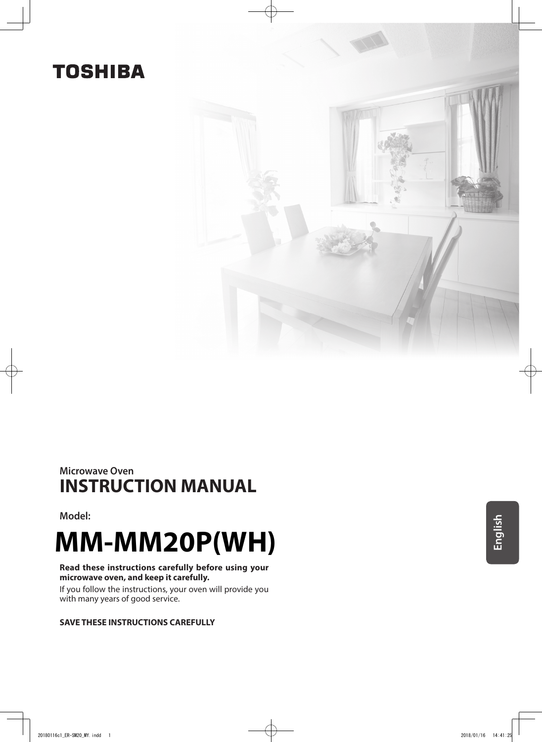**TOSHIBA**

Microwave Oven

# INSTRUCTION MANUAL

**Model:**

# MM-MM20P(WH)

**Read these instructions carefully before using your microwave oven, and keep it carefully.**

If you follow the instructions, your oven will provide you with many years of good service.

**SAVE THESE INSTRUCTIONS CAREFULLY**

English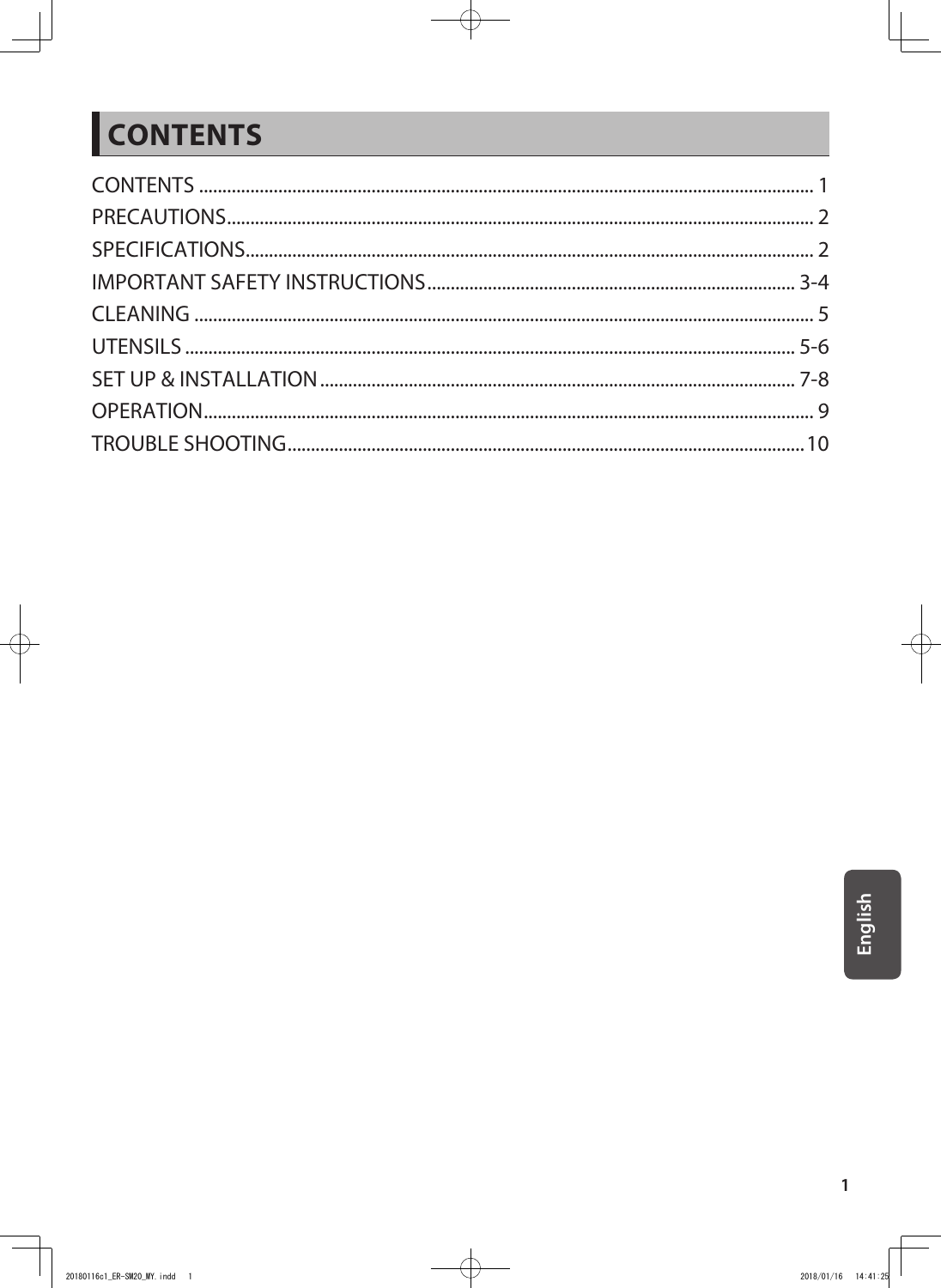# CONTENTS

CONTENTS ........................................................................................................................ 1
PRECAUTIONS.................................................................................................................. 2
SPECIFICATIONS.............................................................................................................. 2
IMPORTANT SAFETY INSTRUCTIONS .................................................................... 3-4
CLEANING ........................................................................................................................ 5
UTENSILS ...................................................................................................................... 5-6
SET UP & INSTALLATION ........................................................................................ 7-8
OPERATION...................................................................................................................... 9
TROUBLE SHOOTING...................................................................................................10

English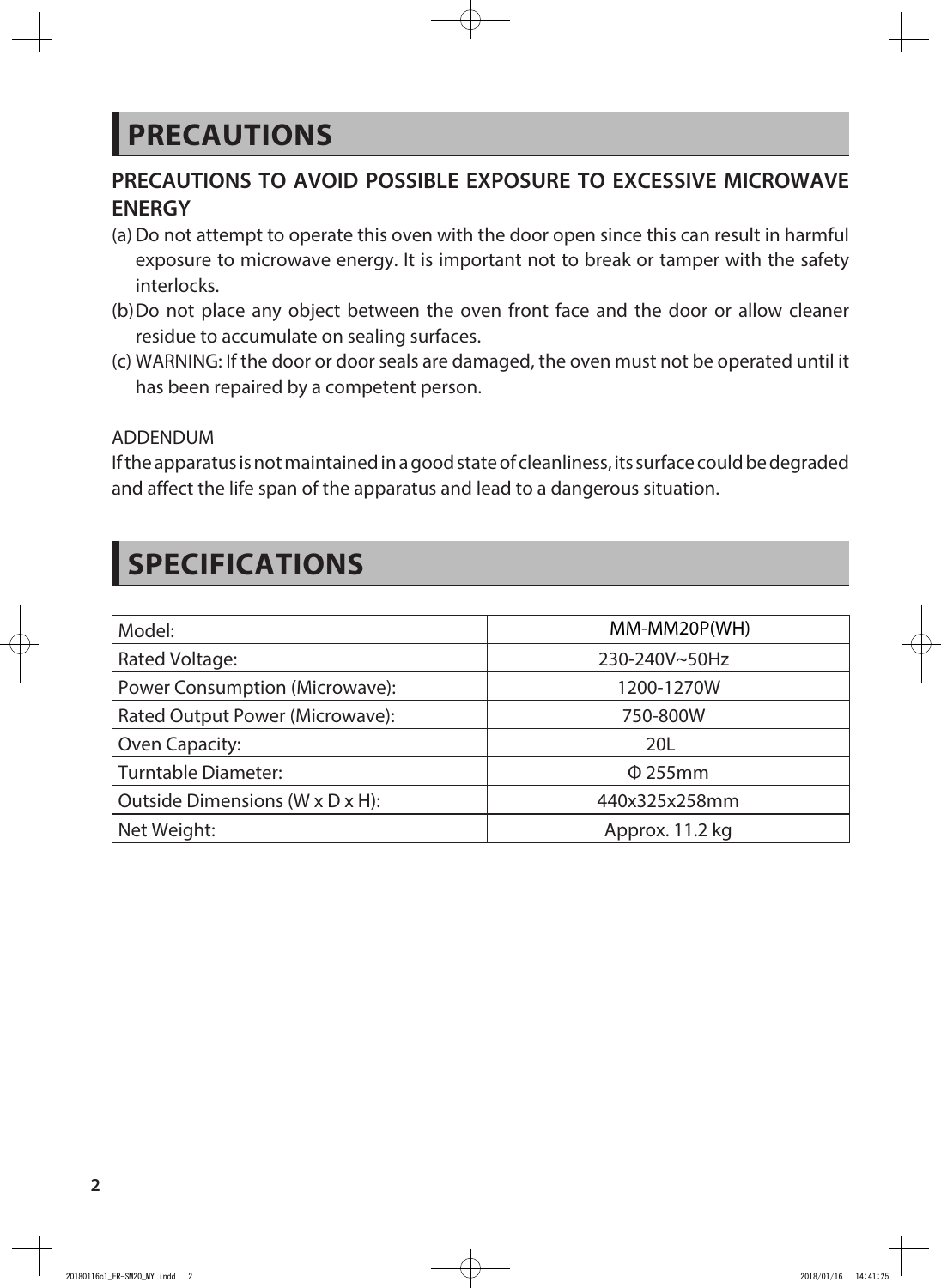# PRECAUTIONS

## PRECAUTIONS TO AVOID POSSIBLE EXPOSURE TO EXCESSIVE MICROWAVE ENERGY

(a) Do not attempt to operate this oven with the door open since this can result in harmful exposure to microwave energy. It is important not to break or tamper with the safety interlocks.

(b) Do not place any object between the oven front face and the door or allow cleaner residue to accumulate on sealing surfaces.

(c) WARNING: If the door or door seals are damaged, the oven must not be operated until it has been repaired by a competent person.

ADDENDUM

If the apparatus is not maintained in a good state of cleanliness, its surface could be degraded and affect the life span of the apparatus and lead to a dangerous situation.

# SPECIFICATIONS

| Model: | MM-MM20P(WH) |
|---|---|
| Rated Voltage: | 230-240V~50Hz |
| Power Consumption (Microwave): | 1200-1270W |
| Rated Output Power (Microwave): | 750-800W |
| Oven Capacity: | 20L |
| Turntable Diameter: | Φ 255mm |
| Outside Dimensions (W x D x H): | 440x325x258mm |
| Net Weight: | Approx. 11.2 kg |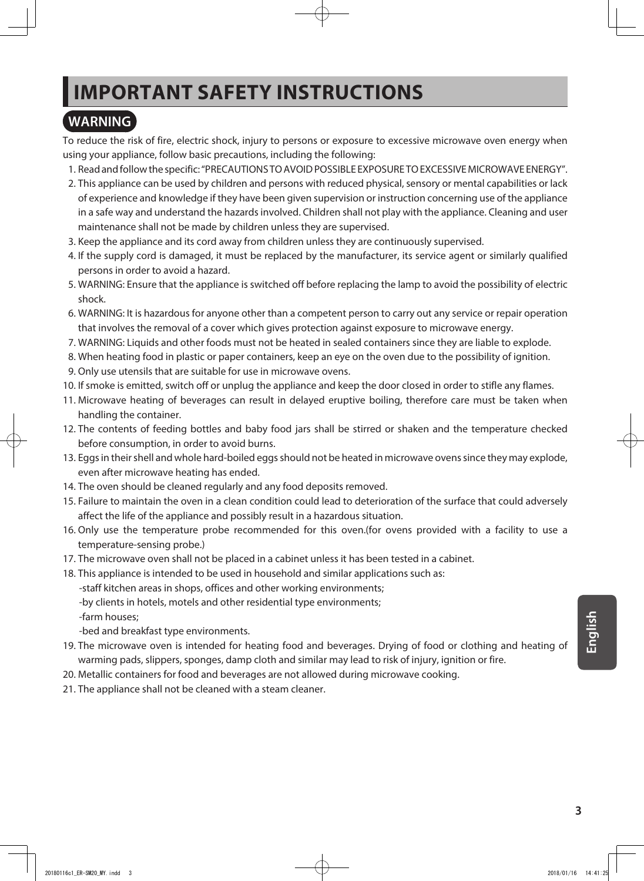# IMPORTANT SAFETY INSTRUCTIONS

## WARNING

To reduce the risk of fire, electric shock, injury to persons or exposure to excessive microwave oven energy when using your appliance, follow basic precautions, including the following:

1. Read and follow the specific: "PRECAUTIONS TO AVOID POSSIBLE EXPOSURE TO EXCESSIVE MICROWAVE ENERGY".
2. This appliance can be used by children and persons with reduced physical, sensory or mental capabilities or lack of experience and knowledge if they have been given supervision or instruction concerning use of the appliance in a safe way and understand the hazards involved. Children shall not play with the appliance. Cleaning and user maintenance shall not be made by children unless they are supervised.
3. Keep the appliance and its cord away from children unless they are continuously supervised.
4. If the supply cord is damaged, it must be replaced by the manufacturer, its service agent or similarly qualified persons in order to avoid a hazard.
5. WARNING: Ensure that the appliance is switched off before replacing the lamp to avoid the possibility of electric shock.
6. WARNING: It is hazardous for anyone other than a competent person to carry out any service or repair operation that involves the removal of a cover which gives protection against exposure to microwave energy.
7. WARNING: Liquids and other foods must not be heated in sealed containers since they are liable to explode.
8. When heating food in plastic or paper containers, keep an eye on the oven due to the possibility of ignition.
9. Only use utensils that are suitable for use in microwave ovens.
10. If smoke is emitted, switch off or unplug the appliance and keep the door closed in order to stifle any flames.
11. Microwave heating of beverages can result in delayed eruptive boiling, therefore care must be taken when handling the container.
12. The contents of feeding bottles and baby food jars shall be stirred or shaken and the temperature checked before consumption, in order to avoid burns.
13. Eggs in their shell and whole hard-boiled eggs should not be heated in microwave ovens since they may explode, even after microwave heating has ended.
14. The oven should be cleaned regularly and any food deposits removed.
15. Failure to maintain the oven in a clean condition could lead to deterioration of the surface that could adversely affect the life of the appliance and possibly result in a hazardous situation.
16. Only use the temperature probe recommended for this oven.(for ovens provided with a facility to use a temperature-sensing probe.)
17. The microwave oven shall not be placed in a cabinet unless it has been tested in a cabinet.
18. This appliance is intended to be used in household and similar applications such as:
    - staff kitchen areas in shops, offices and other working environments;
    - by clients in hotels, motels and other residential type environments;
    - farm houses;
    - bed and breakfast type environments.
19. The microwave oven is intended for heating food and beverages. Drying of food or clothing and heating of warming pads, slippers, sponges, damp cloth and similar may lead to risk of injury, ignition or fire.
20. Metallic containers for food and beverages are not allowed during microwave cooking.
21. The appliance shall not be cleaned with a steam cleaner.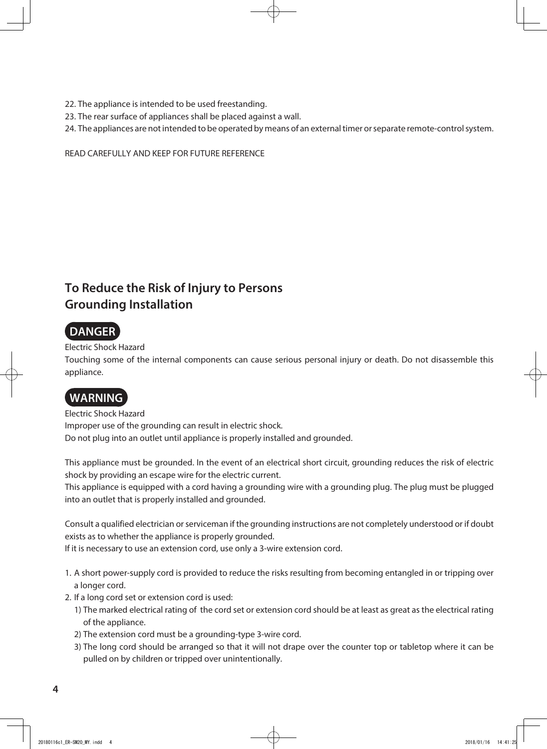22. The appliance is intended to be used freestanding.
23. The rear surface of appliances shall be placed against a wall.
24. The appliances are not intended to be operated by means of an external timer or separate remote-control system.

READ CAREFULLY AND KEEP FOR FUTURE REFERENCE

## To Reduce the Risk of Injury to Persons
## Grounding Installation

**DANGER**

Electric Shock Hazard
Touching some of the internal components can cause serious personal injury or death. Do not disassemble this appliance.

**WARNING**

Electric Shock Hazard
Improper use of the grounding can result in electric shock.
Do not plug into an outlet until appliance is properly installed and grounded.

This appliance must be grounded. In the event of an electrical short circuit, grounding reduces the risk of electric shock by providing an escape wire for the electric current.
This appliance is equipped with a cord having a grounding wire with a grounding plug. The plug must be plugged into an outlet that is properly installed and grounded.

Consult a qualified electrician or serviceman if the grounding instructions are not completely understood or if doubt exists as to whether the appliance is properly grounded.
If it is necessary to use an extension cord, use only a 3-wire extension cord.

1. A short power-supply cord is provided to reduce the risks resulting from becoming entangled in or tripping over a longer cord.
2. If a long cord set or extension cord is used:
   1) The marked electrical rating of the cord set or extension cord should be at least as great as the electrical rating of the appliance.
   2) The extension cord must be a grounding-type 3-wire cord.
   3) The long cord should be arranged so that it will not drape over the counter top or tabletop where it can be pulled on by children or tripped over unintentionally.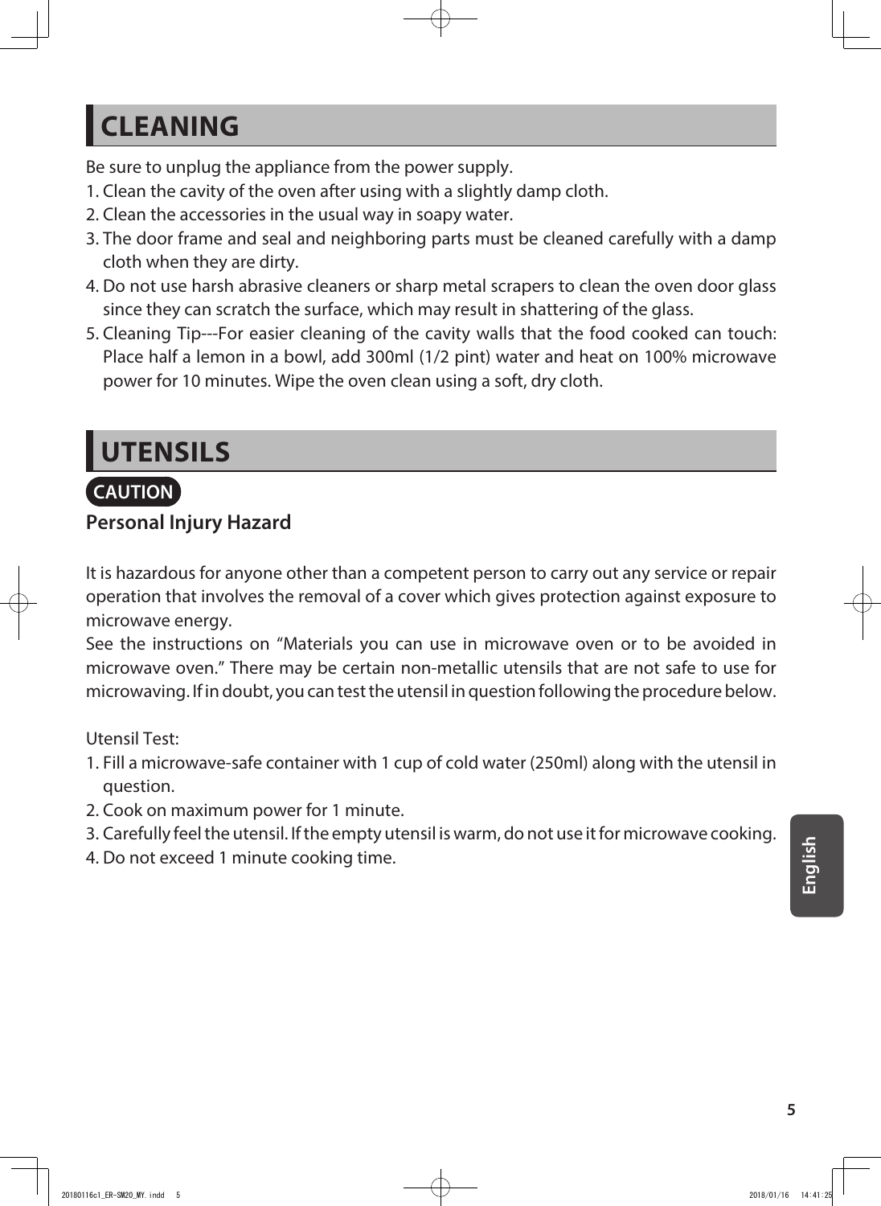## CLEANING

Be sure to unplug the appliance from the power supply.

1. Clean the cavity of the oven after using with a slightly damp cloth.
2. Clean the accessories in the usual way in soapy water.
3. The door frame and seal and neighboring parts must be cleaned carefully with a damp cloth when they are dirty.
4. Do not use harsh abrasive cleaners or sharp metal scrapers to clean the oven door glass since they can scratch the surface, which may result in shattering of the glass.
5. Cleaning Tip---For easier cleaning of the cavity walls that the food cooked can touch: Place half a lemon in a bowl, add 300ml (1/2 pint) water and heat on 100% microwave power for 10 minutes. Wipe the oven clean using a soft, dry cloth.

## UTENSILS

**CAUTION**

**Personal Injury Hazard**

It is hazardous for anyone other than a competent person to carry out any service or repair operation that involves the removal of a cover which gives protection against exposure to microwave energy.

See the instructions on "Materials you can use in microwave oven or to be avoided in microwave oven." There may be certain non-metallic utensils that are not safe to use for microwaving. If in doubt, you can test the utensil in question following the procedure below.

Utensil Test:

1. Fill a microwave-safe container with 1 cup of cold water (250ml) along with the utensil in question.
2. Cook on maximum power for 1 minute.
3. Carefully feel the utensil. If the empty utensil is warm, do not use it for microwave cooking.
4. Do not exceed 1 minute cooking time.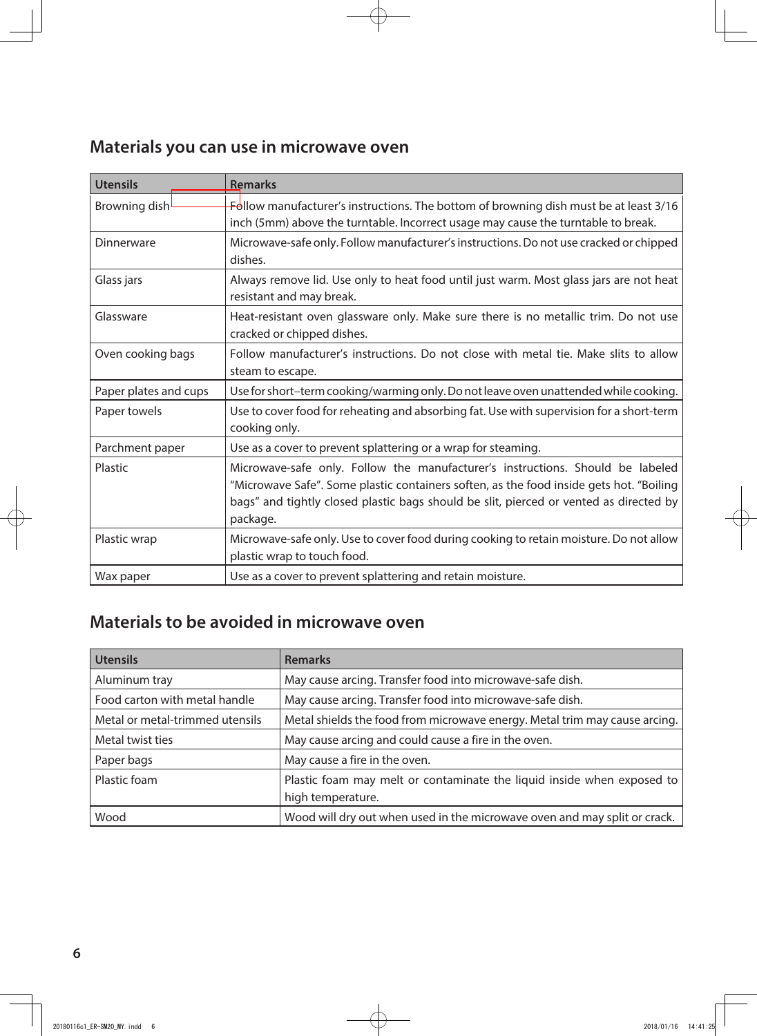## Materials you can use in microwave oven

| Utensils | Remarks |
|---|---|
| Browning dish | Follow manufacturer's instructions. The bottom of browning dish must be at least 3/16 inch (5mm) above the turntable. Incorrect usage may cause the turntable to break. |
| Dinnerware | Microwave-safe only. Follow manufacturer's instructions. Do not use cracked or chipped dishes. |
| Glass jars | Always remove lid. Use only to heat food until just warm. Most glass jars are not heat resistant and may break. |
| Glassware | Heat-resistant oven glassware only. Make sure there is no metallic trim. Do not use cracked or chipped dishes. |
| Oven cooking bags | Follow manufacturer's instructions. Do not close with metal tie. Make slits to allow steam to escape. |
| Paper plates and cups | Use for short–term cooking/warming only. Do not leave oven unattended while cooking. |
| Paper towels | Use to cover food for reheating and absorbing fat. Use with supervision for a short-term cooking only. |
| Parchment paper | Use as a cover to prevent splattering or a wrap for steaming. |
| Plastic | Microwave-safe only. Follow the manufacturer's instructions. Should be labeled "Microwave Safe". Some plastic containers soften, as the food inside gets hot. "Boiling bags" and tightly closed plastic bags should be slit, pierced or vented as directed by package. |
| Plastic wrap | Microwave-safe only. Use to cover food during cooking to retain moisture. Do not allow plastic wrap to touch food. |
| Wax paper | Use as a cover to prevent splattering and retain moisture. |

## Materials to be avoided in microwave oven

| Utensils | Remarks |
|---|---|
| Aluminum tray | May cause arcing. Transfer food into microwave-safe dish. |
| Food carton with metal handle | May cause arcing. Transfer food into microwave-safe dish. |
| Metal or metal-trimmed utensils | Metal shields the food from microwave energy. Metal trim may cause arcing. |
| Metal twist ties | May cause arcing and could cause a fire in the oven. |
| Paper bags | May cause a fire in the oven. |
| Plastic foam | Plastic foam may melt or contaminate the liquid inside when exposed to high temperature. |
| Wood | Wood will dry out when used in the microwave oven and may split or crack. |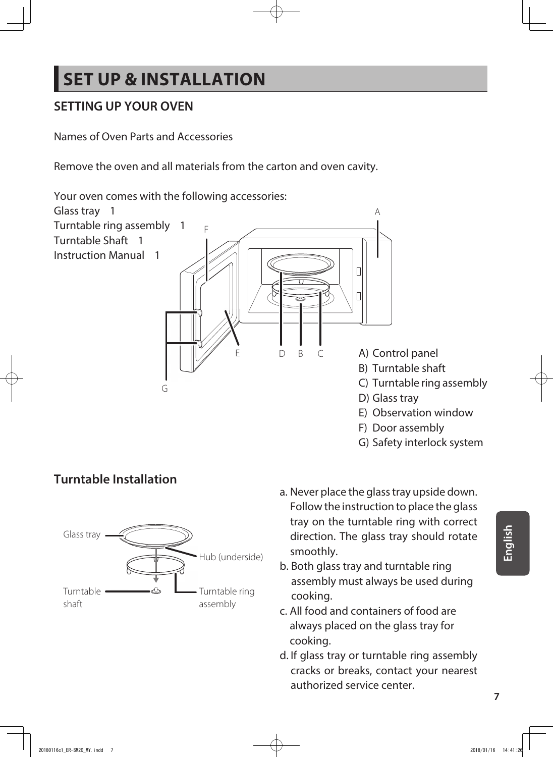# SET UP & INSTALLATION

## SETTING UP YOUR OVEN

Names of Oven Parts and Accessories

Remove the oven and all materials from the carton and oven cavity.

Your oven comes with the following accessories:
Glass tray 1
Turntable ring assembly 1
Turntable Shaft 1
Instruction Manual 1

A) Control panel
B) Turntable shaft
C) Turntable ring assembly
D) Glass tray
E) Observation window
F) Door assembly
G) Safety interlock system

## Turntable Installation

a. Never place the glass tray upside down. Follow the instruction to place the glass tray on the turntable ring with correct direction. The glass tray should rotate smoothly.
b. Both glass tray and turntable ring assembly must always be used during cooking.
c. All food and containers of food are always placed on the glass tray for cooking.
d. If glass tray or turntable ring assembly cracks or breaks, contact your nearest authorized service center.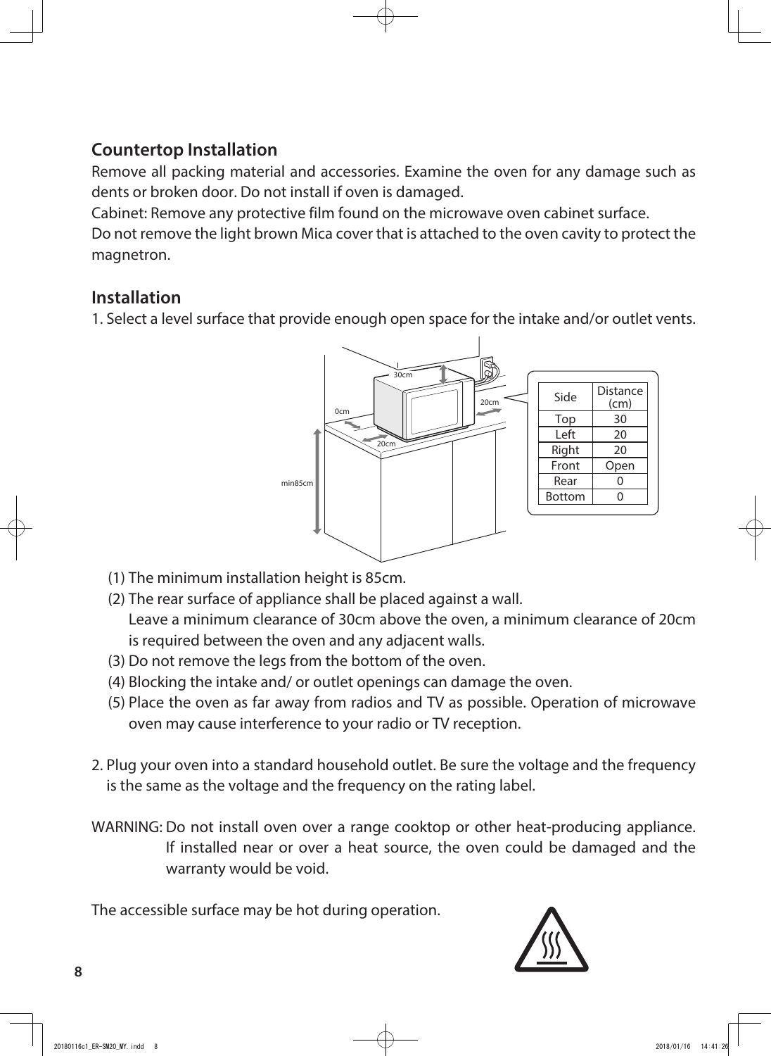## Countertop Installation

Remove all packing material and accessories. Examine the oven for any damage such as dents or broken door. Do not install if oven is damaged.

Cabinet: Remove any protective film found on the microwave oven cabinet surface.

Do not remove the light brown Mica cover that is attached to the oven cavity to protect the magnetron.

## Installation

1. Select a level surface that provide enough open space for the intake and/or outlet vents.

| Side | Distance (cm) |
|---|---|
| Top | 30 |
| Left | 20 |
| Right | 20 |
| Front | Open |
| Rear | 0 |
| Bottom | 0 |

   (1) The minimum installation height is 85cm.
   (2) The rear surface of appliance shall be placed against a wall.
       Leave a minimum clearance of 30cm above the oven, a minimum clearance of 20cm is required between the oven and any adjacent walls.
   (3) Do not remove the legs from the bottom of the oven.
   (4) Blocking the intake and/ or outlet openings can damage the oven.
   (5) Place the oven as far away from radios and TV as possible. Operation of microwave oven may cause interference to your radio or TV reception.

2. Plug your oven into a standard household outlet. Be sure the voltage and the frequency is the same as the voltage and the frequency on the rating label.

WARNING: Do not install oven over a range cooktop or other heat-producing appliance. If installed near or over a heat source, the oven could be damaged and the warranty would be void.

The accessible surface may be hot during operation.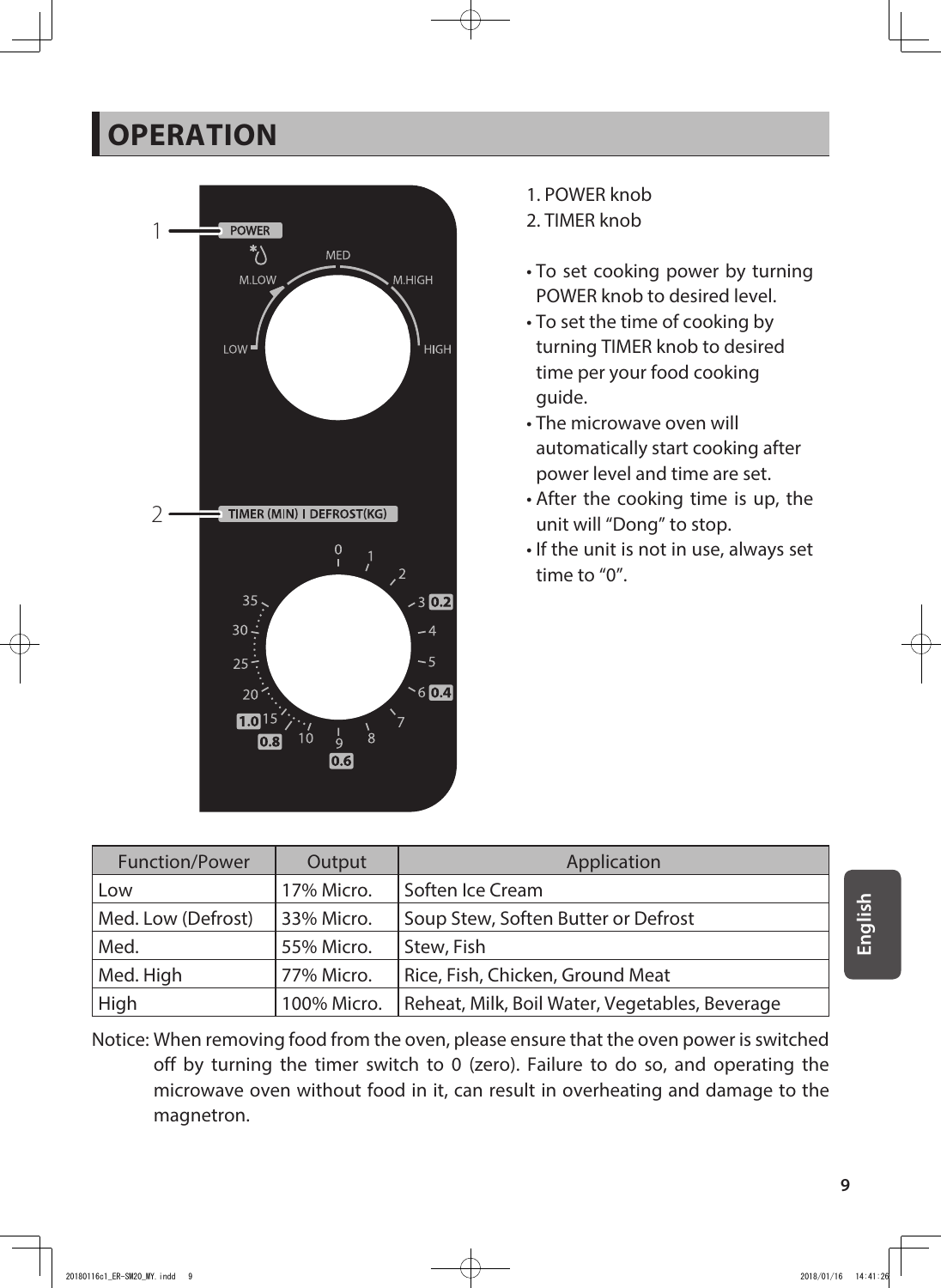# OPERATION

1. POWER knob
2. TIMER knob

- To set cooking power by turning POWER knob to desired level.
- To set the time of cooking by turning TIMER knob to desired time per your food cooking guide.
- The microwave oven will automatically start cooking after power level and time are set.
- After the cooking time is up, the unit will "Dong" to stop.
- If the unit is not in use, always set time to "0".

| Function/Power | Output | Application |
|---|---|---|
| Low | 17% Micro. | Soften Ice Cream |
| Med. Low (Defrost) | 33% Micro. | Soup Stew, Soften Butter or Defrost |
| Med. | 55% Micro. | Stew, Fish |
| Med. High | 77% Micro. | Rice, Fish, Chicken, Ground Meat |
| High | 100% Micro. | Reheat, Milk, Boil Water, Vegetables, Beverage |

Notice: When removing food from the oven, please ensure that the oven power is switched off by turning the timer switch to 0 (zero). Failure to do so, and operating the microwave oven without food in it, can result in overheating and damage to the magnetron.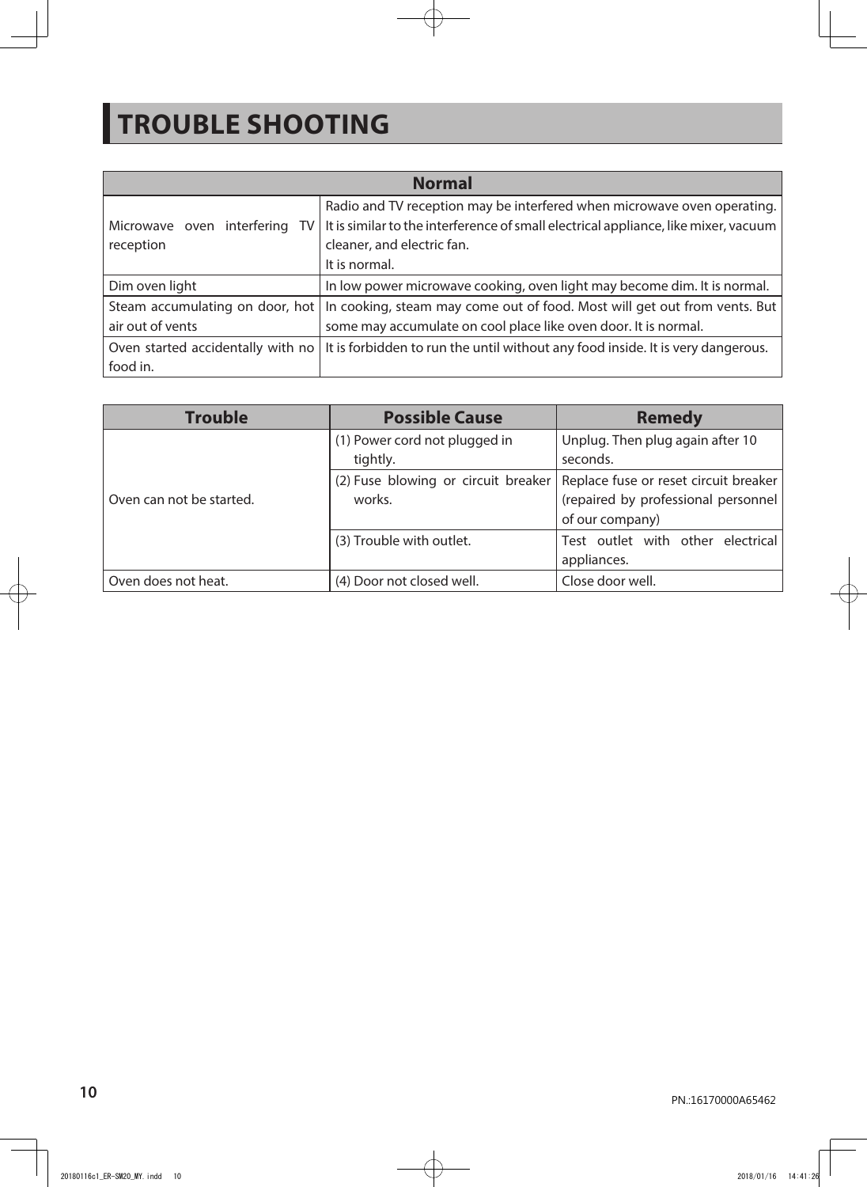# TROUBLE SHOOTING

| Normal | |
|---|---|
| Microwave oven interfering TV reception | Radio and TV reception may be interfered when microwave oven operating. It is similar to the interference of small electrical appliance, like mixer, vacuum cleaner, and electric fan. It is normal. |
| Dim oven light | In low power microwave cooking, oven light may become dim. It is normal. |
| Steam accumulating on door, hot air out of vents | In cooking, steam may come out of food. Most will get out from vents. But some may accumulate on cool place like oven door. It is normal. |
| Oven started accidentally with no food in. | It is forbidden to run the until without any food inside. It is very dangerous. |

| Trouble | Possible Cause | Remedy |
|---|---|---|
| Oven can not be started. | (1) Power cord not plugged in tightly. | Unplug. Then plug again after 10 seconds. |
| | (2) Fuse blowing or circuit breaker works. | Replace fuse or reset circuit breaker (repaired by professional personnel of our company) |
| | (3) Trouble with outlet. | Test outlet with other electrical appliances. |
| Oven does not heat. | (4) Door not closed well. | Close door well. |

PN.:16170000A65462